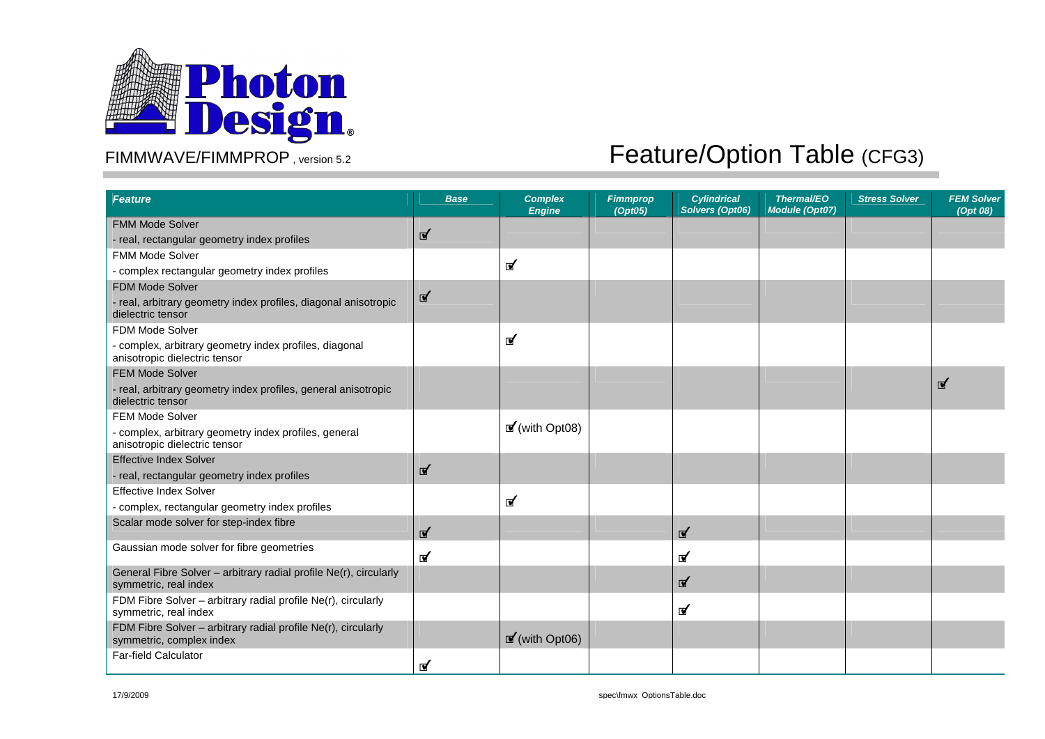# Photon Design

FIMMWAVE/FIMMPROP , version 5.2

# Feature/Option Table (CFG3)

| *Feature* | *Base* | *Complex Engine* | *Fimmprop (Opt05)* | *Cylindrical Solvers (Opt06)* | *Thermal/EO Module (Opt07)* | *Stress Solver* | *FEM Solver (Opt 08)* |
|---|---|---|---|---|---|---|---|
| FMM Mode Solver<br>- real, rectangular geometry index profiles | ☑ | | | | | | |
| FMM Mode Solver<br>- complex rectangular geometry index profiles | | ☑ | | | | | |
| FDM Mode Solver<br>- real, arbitrary geometry index profiles, diagonal anisotropic dielectric tensor | ☑ | | | | | | |
| FDM Mode Solver<br>- complex, arbitrary geometry index profiles, diagonal anisotropic dielectric tensor | | ☑ | | | | | |
| FEM Mode Solver<br>- real, arbitrary geometry index profiles, general anisotropic dielectric tensor | | | | | | | ☑ |
| FEM Mode Solver<br>- complex, arbitrary geometry index profiles, general anisotropic dielectric tensor | | ☑(with Opt08) | | | | | |
| Effective Index Solver<br>- real, rectangular geometry index profiles | ☑ | | | | | | |
| Effective Index Solver<br>- complex, rectangular geometry index profiles | | ☑ | | | | | |
| Scalar mode solver for step-index fibre | ☑ | | | ☑ | | | |
| Gaussian mode solver for fibre geometries | ☑ | | | ☑ | | | |
| General Fibre Solver – arbitrary radial profile Ne(r), circularly symmetric, real index | | | | ☑ | | | |
| FDM Fibre Solver – arbitrary radial profile Ne(r), circularly symmetric, real index | | | | ☑ | | | |
| FDM Fibre Solver – arbitrary radial profile Ne(r), circularly symmetric, complex index | | ☑(with Opt06) | | | | | |
| Far-field Calculator | ☑ | | | | | | |

17/9/2009 spec\fmwx_OptionsTable.doc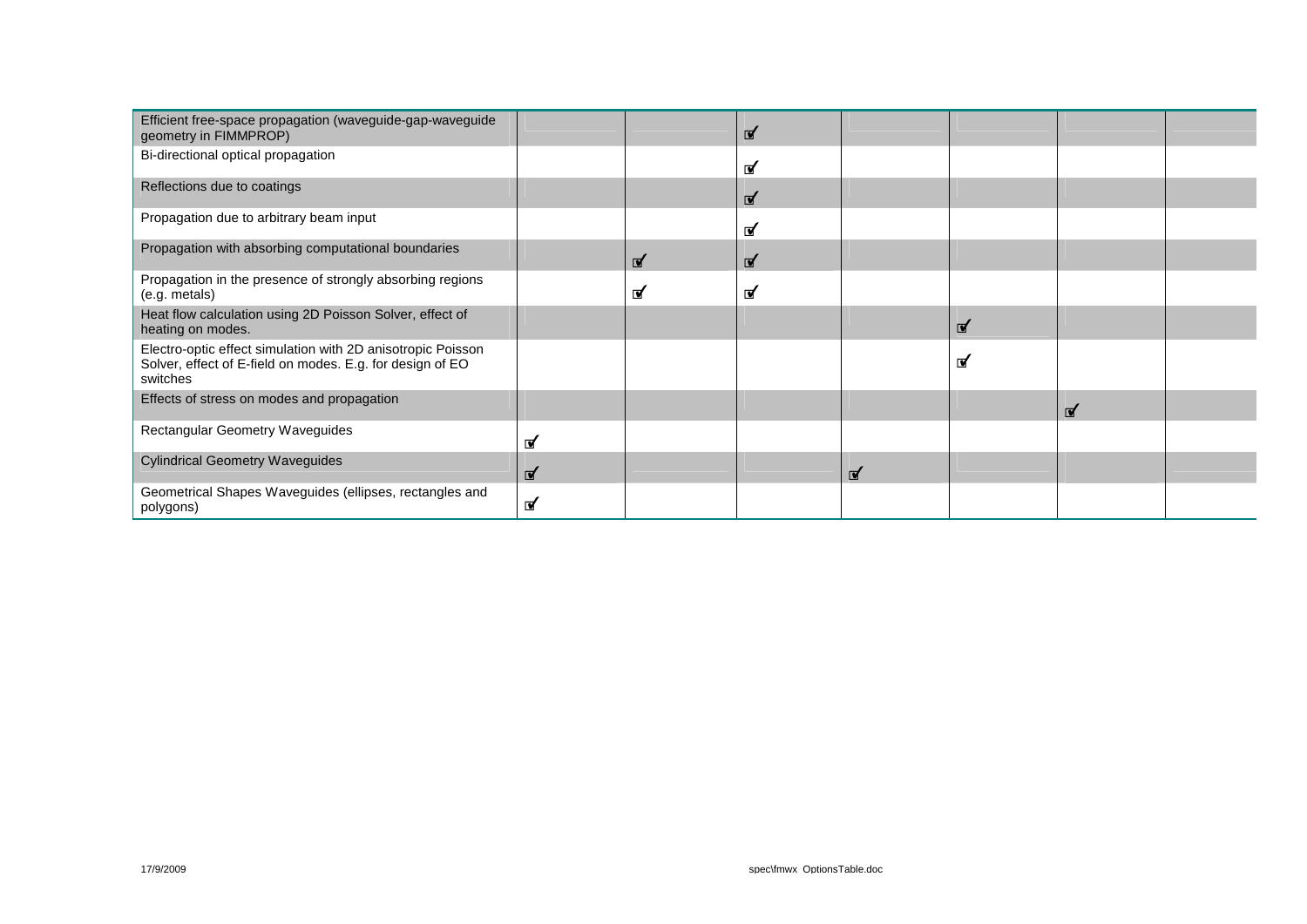| | | | | | | | |
|---|---|---|---|---|---|---|---|
| Efficient free-space propagation (waveguide-gap-waveguide geometry in FIMMPROP) | | | ☑ | | | | |
| Bi-directional optical propagation | | | ☑ | | | | |
| Reflections due to coatings | | | ☑ | | | | |
| Propagation due to arbitrary beam input | | | ☑ | | | | |
| Propagation with absorbing computational boundaries | | ☑ | ☑ | | | | |
| Propagation in the presence of strongly absorbing regions (e.g. metals) | | ☑ | ☑ | | | | |
| Heat flow calculation using 2D Poisson Solver, effect of heating on modes. | | | | | ☑ | | |
| Electro-optic effect simulation with 2D anisotropic Poisson Solver, effect of E-field on modes. E.g. for design of EO switches | | | | | ☑ | | |
| Effects of stress on modes and propagation | | | | | | ☑ | |
| Rectangular Geometry Waveguides | ☑ | | | | | | |
| Cylindrical Geometry Waveguides | ☑ | | | ☑ | | | |
| Geometrical Shapes Waveguides (ellipses, rectangles and polygons) | ☑ | | | | | | |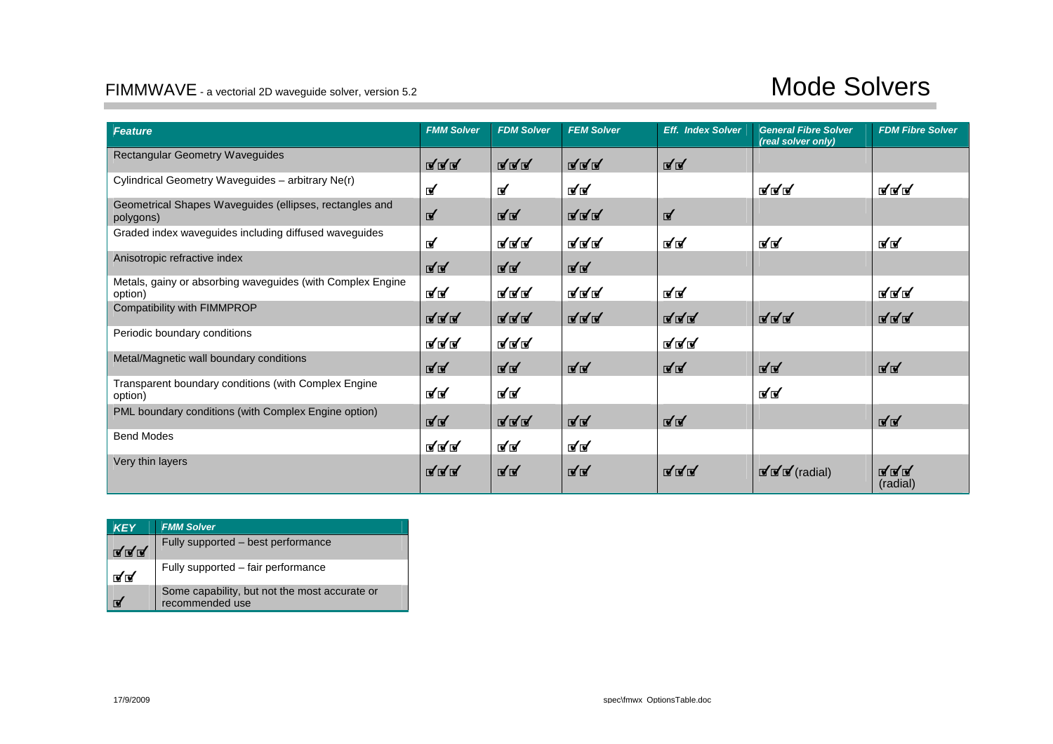# FIMMWAVE - a vectorial 2D waveguide solver, version 5.2

# Mode Solvers

| *Feature* | *FMM Solver* | *FDM Solver* | *FEM Solver* | *Eff. Index Solver* | *General Fibre Solver (real solver only)* | *FDM Fibre Solver* |
|---|---|---|---|---|---|---|
| Rectangular Geometry Waveguides | ☑☑☑ | ☑☑☑ | ☑☑☑ | ☑☑ | | |
| Cylindrical Geometry Waveguides – arbitrary Ne(r) | ☑ | ☑ | ☑☑ | | ☑☑☑ | ☑☑☑ |
| Geometrical Shapes Waveguides (ellipses, rectangles and polygons) | ☑ | ☑☑ | ☑☑☑ | ☑ | | |
| Graded index waveguides including diffused waveguides | ☑ | ☑☑☑ | ☑☑☑ | ☑☑ | ☑☑ | ☑☑ |
| Anisotropic refractive index | ☑☑ | ☑☑ | ☑☑ | | | |
| Metals, gainy or absorbing waveguides (with Complex Engine option) | ☑☑ | ☑☑☑ | ☑☑☑ | ☑☑ | | ☑☑☑ |
| Compatibility with FIMMPROP | ☑☑☑ | ☑☑☑ | ☑☑☑ | ☑☑☑ | ☑☑☑ | ☑☑☑ |
| Periodic boundary conditions | ☑☑☑ | ☑☑☑ | | ☑☑☑ | | |
| Metal/Magnetic wall boundary conditions | ☑☑ | ☑☑ | ☑☑ | ☑☑ | ☑☑ | ☑☑ |
| Transparent boundary conditions (with Complex Engine option) | ☑☑ | ☑☑ | | | ☑☑ | |
| PML boundary conditions (with Complex Engine option) | ☑☑ | ☑☑☑ | ☑☑ | ☑☑ | | ☑☑ |
| Bend Modes | ☑☑☑ | ☑☑ | ☑☑ | | | |
| Very thin layers | ☑☑☑ | ☑☑ | ☑☑ | ☑☑☑ | ☑☑☑ (radial) | ☑☑☑ (radial) |

| *KEY* | *FMM Solver* |
|---|---|
| ☑☑☑ | Fully supported – best performance |
| ☑☑ | Fully supported – fair performance |
| ☑ | Some capability, but not the most accurate or recommended use |